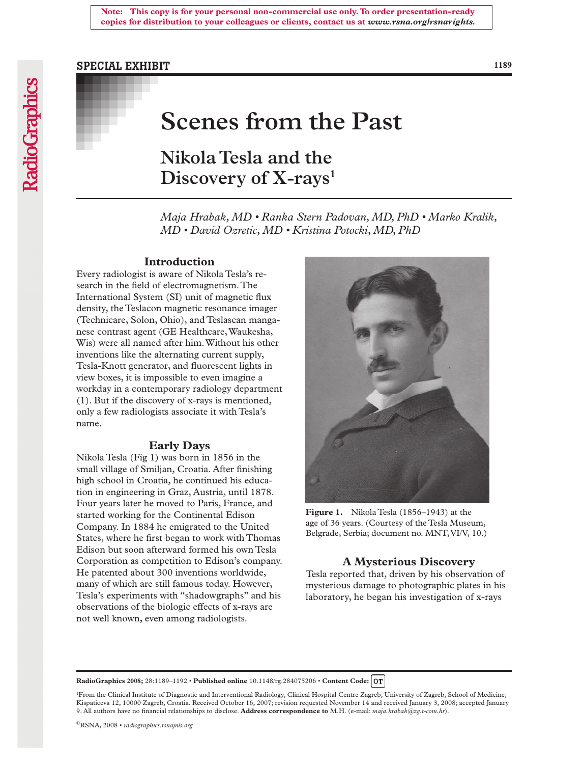Note: This copy is for your personal non-commercial use only. To order presentation-ready copies for distribution to your colleagues or clients, contact us at *www.rsna.org/rsnarights.*

SPECIAL EXHIBIT

# Scenes from the Past

## Nikola Tesla and the Discovery of X-rays[1]

*Maja Hrabak, MD • Ranka Stern Padovan, MD, PhD • Marko Kralik, MD • David Ozretic, MD • Kristina Potocki, MD, PhD*

### Introduction

Every radiologist is aware of Nikola Tesla's research in the field of electromagnetism. The International System (SI) unit of magnetic flux density, the Teslacon magnetic resonance imager (Technicare, Solon, Ohio), and Teslascan manganese contrast agent (GE Healthcare, Waukesha, Wis) were all named after him. Without his other inventions like the alternating current supply, Tesla-Knott generator, and fluorescent lights in view boxes, it is impossible to even imagine a workday in a contemporary radiology department (1). But if the discovery of x-rays is mentioned, only a few radiologists associate it with Tesla's name.

### Early Days

Nikola Tesla (Fig 1) was born in 1856 in the small village of Smiljan, Croatia. After finishing high school in Croatia, he continued his education in engineering in Graz, Austria, until 1878. Four years later he moved to Paris, France, and started working for the Continental Edison Company. In 1884 he emigrated to the United States, where he first began to work with Thomas Edison but soon afterward formed his own Tesla Corporation as competition to Edison's company. He patented about 300 inventions worldwide, many of which are still famous today. However, Tesla's experiments with "shadowgraphs" and his observations of the biologic effects of x-rays are not well known, even among radiologists.

**Figure 1.** Nikola Tesla (1856–1943) at the age of 36 years. (Courtesy of the Tesla Museum, Belgrade, Serbia; document no. MNT, VI/V, 10.)

### A Mysterious Discovery

Tesla reported that, driven by his observation of mysterious damage to photographic plates in his laboratory, he began his investigation of x-rays

---

**RadioGraphics 2008;** 28:1189–1192 • **Published online** 10.1148/rg.284075206 • **Content Code:** OT

[1]From the Clinical Institute of Diagnostic and Interventional Radiology, Clinical Hospital Centre Zagreb, University of Zagreb, School of Medicine, Kispaticeva 12, 10000 Zagreb, Croatia. Received October 16, 2007; revision requested November 14 and received January 3, 2008; accepted January 9. All authors have no financial relationships to disclose. **Address correspondence to** M.H. (e-mail: *maja.hrabak@zg.t-com.hr*).

©RSNA, 2008 • *radiographics.rsnajnls.org*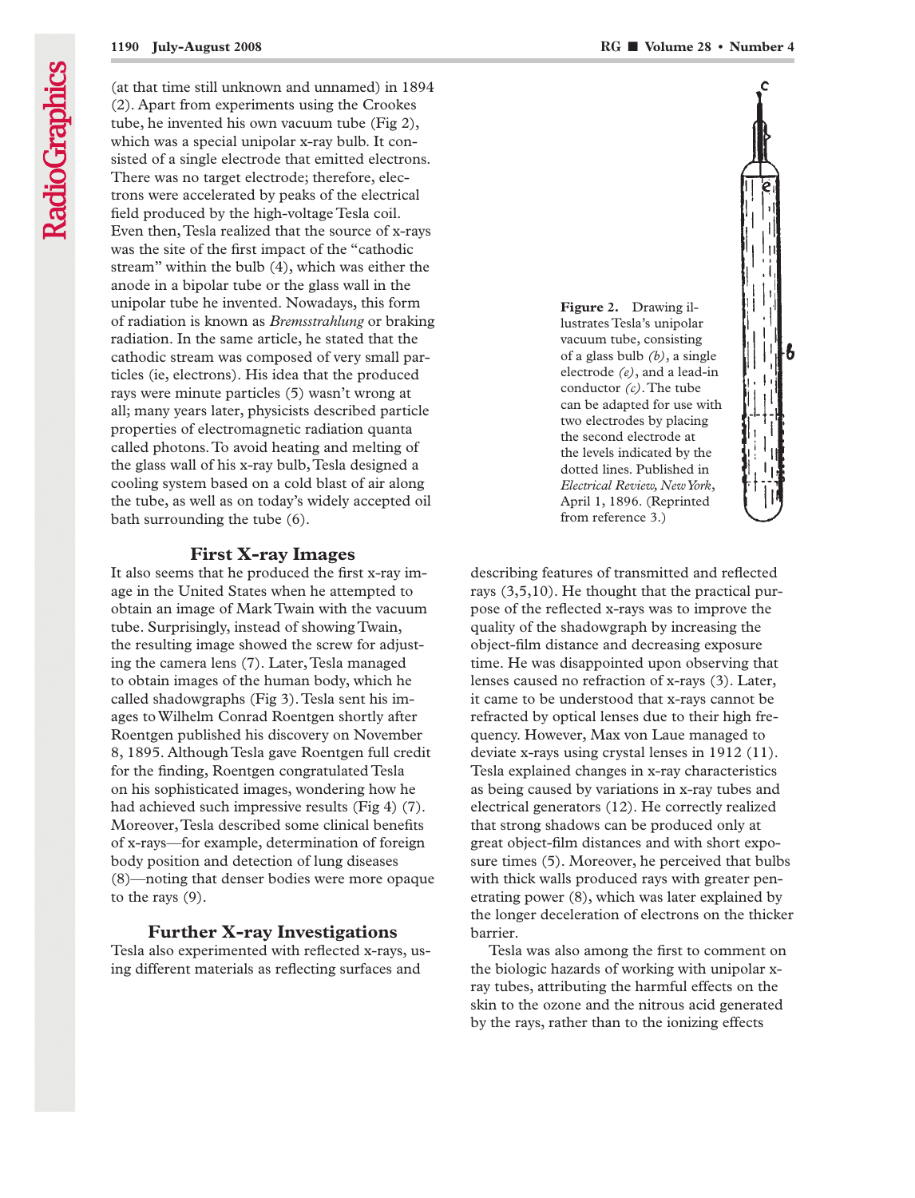(at that time still unknown and unnamed) in 1894 (2). Apart from experiments using the Crookes tube, he invented his own vacuum tube (Fig 2), which was a special unipolar x-ray bulb. It consisted of a single electrode that emitted electrons. There was no target electrode; therefore, electrons were accelerated by peaks of the electrical field produced by the high-voltage Tesla coil. Even then, Tesla realized that the source of x-rays was the site of the first impact of the "cathodic stream" within the bulb (4), which was either the anode in a bipolar tube or the glass wall in the unipolar tube he invented. Nowadays, this form of radiation is known as *Bremsstrahlung* or braking radiation. In the same article, he stated that the cathodic stream was composed of very small particles (ie, electrons). His idea that the produced rays were minute particles (5) wasn't wrong at all; many years later, physicists described particle properties of electromagnetic radiation quanta called photons. To avoid heating and melting of the glass wall of his x-ray bulb, Tesla designed a cooling system based on a cold blast of air along the tube, as well as on today's widely accepted oil bath surrounding the tube (6).

**Figure 2.** Drawing illustrates Tesla's unipolar vacuum tube, consisting of a glass bulb *(b)*, a single electrode *(e)*, and a lead-in conductor *(c)*. The tube can be adapted for use with two electrodes by placing the second electrode at the levels indicated by the dotted lines. Published in *Electrical Review, New York*, April 1, 1896. (Reprinted from reference 3.)

## First X-ray Images

It also seems that he produced the first x-ray image in the United States when he attempted to obtain an image of Mark Twain with the vacuum tube. Surprisingly, instead of showing Twain, the resulting image showed the screw for adjusting the camera lens (7). Later, Tesla managed to obtain images of the human body, which he called shadowgraphs (Fig 3). Tesla sent his images to Wilhelm Conrad Roentgen shortly after Roentgen published his discovery on November 8, 1895. Although Tesla gave Roentgen full credit for the finding, Roentgen congratulated Tesla on his sophisticated images, wondering how he had achieved such impressive results (Fig 4) (7). Moreover, Tesla described some clinical benefits of x-rays—for example, determination of foreign body position and detection of lung diseases (8)—noting that denser bodies were more opaque to the rays (9).

## Further X-ray Investigations

Tesla also experimented with reflected x-rays, using different materials as reflecting surfaces and describing features of transmitted and reflected rays (3,5,10). He thought that the practical purpose of the reflected x-rays was to improve the quality of the shadowgraph by increasing the object-film distance and decreasing exposure time. He was disappointed upon observing that lenses caused no refraction of x-rays (3). Later, it came to be understood that x-rays cannot be refracted by optical lenses due to their high frequency. However, Max von Laue managed to deviate x-rays using crystal lenses in 1912 (11). Tesla explained changes in x-ray characteristics as being caused by variations in x-ray tubes and electrical generators (12). He correctly realized that strong shadows can be produced only at great object-film distances and with short exposure times (5). Moreover, he perceived that bulbs with thick walls produced rays with greater penetrating power (8), which was later explained by the longer deceleration of electrons on the thicker barrier.

Tesla was also among the first to comment on the biologic hazards of working with unipolar x-ray tubes, attributing the harmful effects on the skin to the ozone and the nitrous acid generated by the rays, rather than to the ionizing effects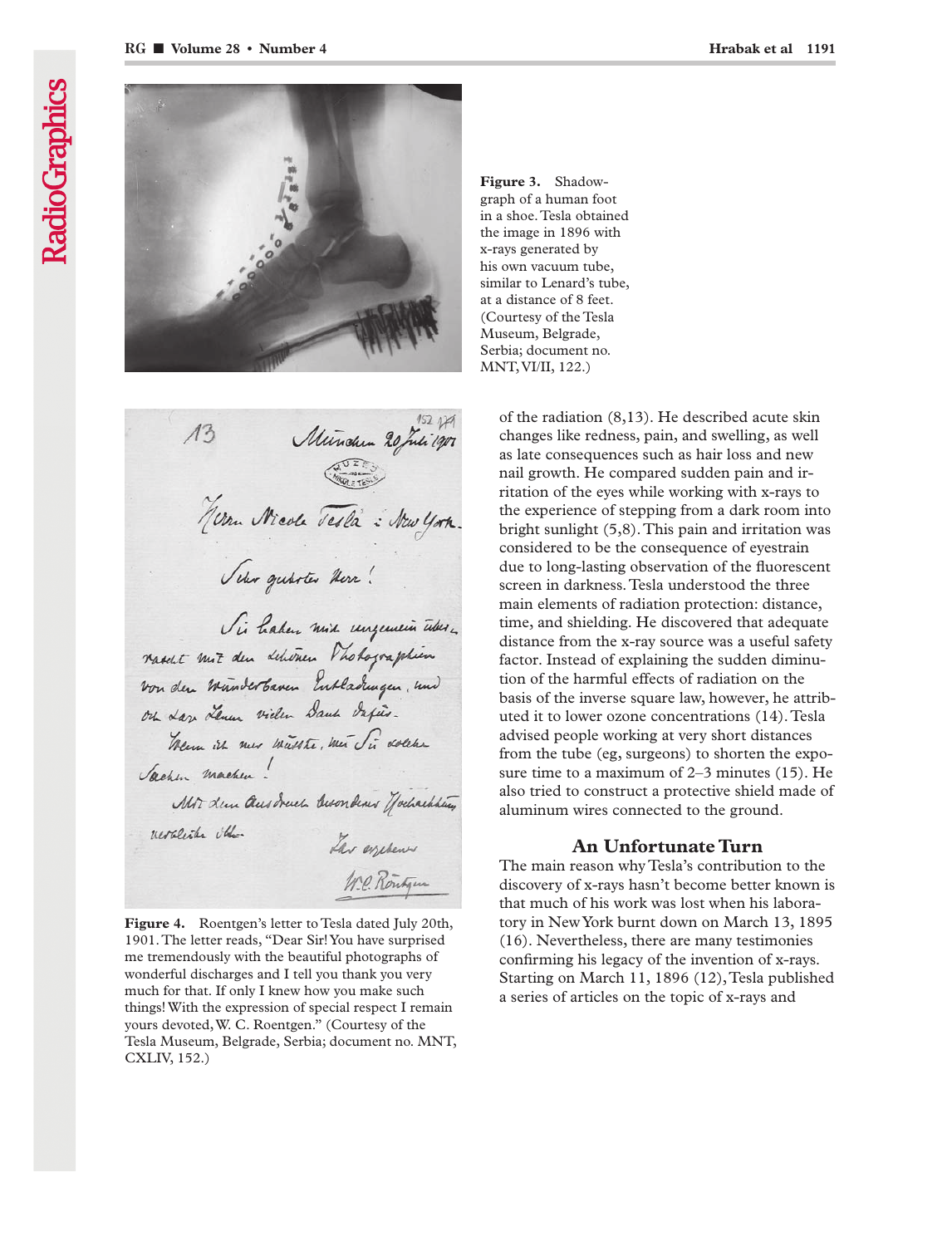Figure 3. Shadowgraph of a human foot in a shoe. Tesla obtained the image in 1896 with x-rays generated by his own vacuum tube, similar to Lenard's tube, at a distance of 8 feet. (Courtesy of the Tesla Museum, Belgrade, Serbia; document no. MNT, VI/II, 122.)

Figure 4. Roentgen's letter to Tesla dated July 20th, 1901. The letter reads, "Dear Sir! You have surprised me tremendously with the beautiful photographs of wonderful discharges and I tell you thank you very much for that. If only I knew how you make such things! With the expression of special respect I remain yours devoted, W. C. Roentgen." (Courtesy of the Tesla Museum, Belgrade, Serbia; document no. MNT, CXLIV, 152.)

of the radiation (8,13). He described acute skin changes like redness, pain, and swelling, as well as late consequences such as hair loss and new nail growth. He compared sudden pain and irritation of the eyes while working with x-rays to the experience of stepping from a dark room into bright sunlight (5,8). This pain and irritation was considered to be the consequence of eyestrain due to long-lasting observation of the fluorescent screen in darkness. Tesla understood the three main elements of radiation protection: distance, time, and shielding. He discovered that adequate distance from the x-ray source was a useful safety factor. Instead of explaining the sudden diminution of the harmful effects of radiation on the basis of the inverse square law, however, he attributed it to lower ozone concentrations (14). Tesla advised people working at very short distances from the tube (eg, surgeons) to shorten the exposure time to a maximum of 2–3 minutes (15). He also tried to construct a protective shield made of aluminum wires connected to the ground.

## An Unfortunate Turn

The main reason why Tesla's contribution to the discovery of x-rays hasn't become better known is that much of his work was lost when his laboratory in New York burnt down on March 13, 1895 (16). Nevertheless, there are many testimonies confirming his legacy of the invention of x-rays. Starting on March 11, 1896 (12), Tesla published a series of articles on the topic of x-rays and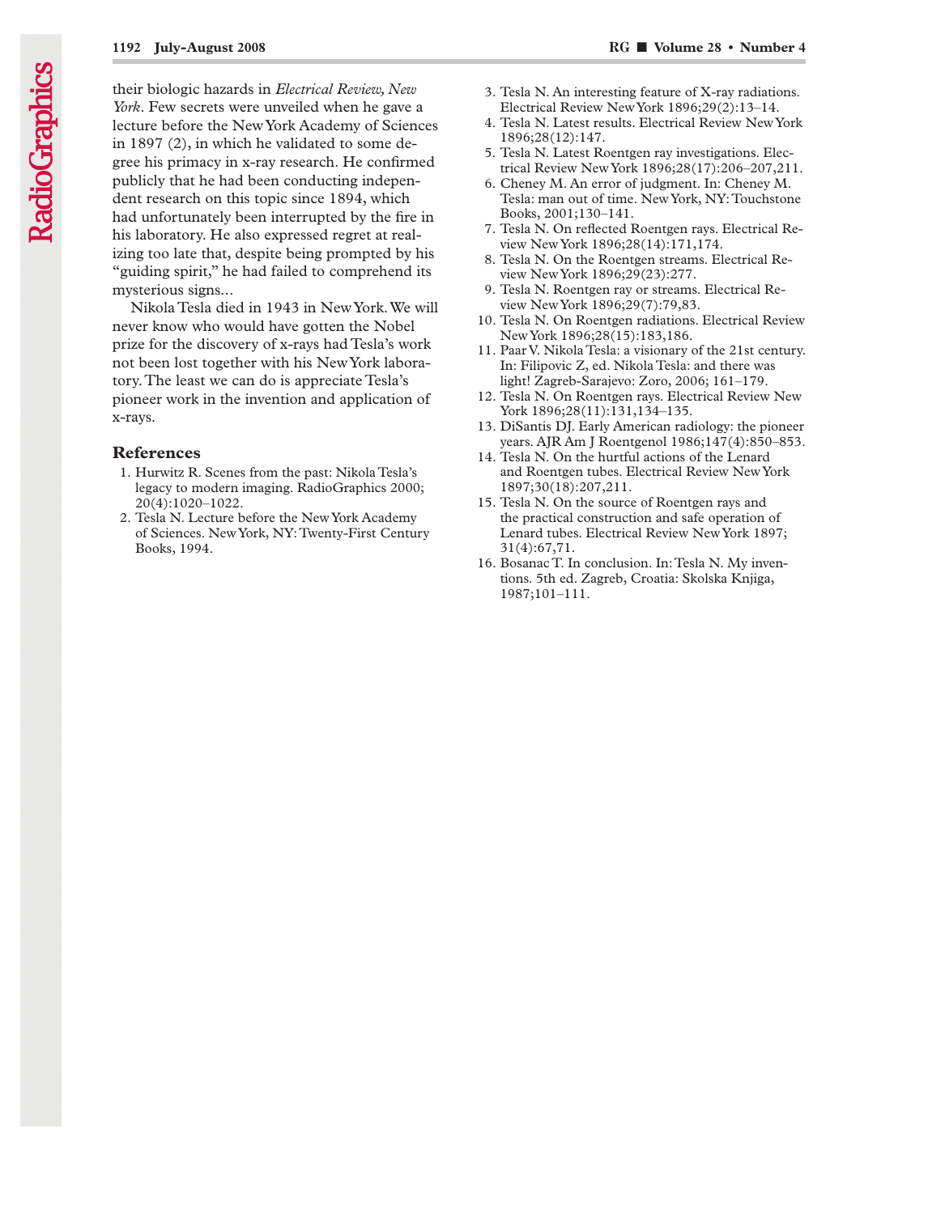their biologic hazards in *Electrical Review, New York*. Few secrets were unveiled when he gave a lecture before the New York Academy of Sciences in 1897 (2), in which he validated to some degree his primacy in x-ray research. He confirmed publicly that he had been conducting independent research on this topic since 1894, which had unfortunately been interrupted by the fire in his laboratory. He also expressed regret at realizing too late that, despite being prompted by his "guiding spirit," he had failed to comprehend its mysterious signs...

Nikola Tesla died in 1943 in New York. We will never know who would have gotten the Nobel prize for the discovery of x-rays had Tesla's work not been lost together with his New York laboratory. The least we can do is appreciate Tesla's pioneer work in the invention and application of x-rays.

## References

1. Hurwitz R. Scenes from the past: Nikola Tesla's legacy to modern imaging. RadioGraphics 2000; 20(4):1020–1022.
2. Tesla N. Lecture before the New York Academy of Sciences. New York, NY: Twenty-First Century Books, 1994.
3. Tesla N. An interesting feature of X-ray radiations. Electrical Review New York 1896;29(2):13–14.
4. Tesla N. Latest results. Electrical Review New York 1896;28(12):147.
5. Tesla N. Latest Roentgen ray investigations. Electrical Review New York 1896;28(17):206–207,211.
6. Cheney M. An error of judgment. In: Cheney M. Tesla: man out of time. New York, NY: Touchstone Books, 2001;130–141.
7. Tesla N. On reflected Roentgen rays. Electrical Review New York 1896;28(14):171,174.
8. Tesla N. On the Roentgen streams. Electrical Review New York 1896;29(23):277.
9. Tesla N. Roentgen ray or streams. Electrical Review New York 1896;29(7):79,83.
10. Tesla N. On Roentgen radiations. Electrical Review New York 1896;28(15):183,186.
11. Paar V. Nikola Tesla: a visionary of the 21st century. In: Filipovic Z, ed. Nikola Tesla: and there was light! Zagreb-Sarajevo: Zoro, 2006; 161–179.
12. Tesla N. On Roentgen rays. Electrical Review New York 1896;28(11):131,134–135.
13. DiSantis DJ. Early American radiology: the pioneer years. AJR Am J Roentgenol 1986;147(4):850–853.
14. Tesla N. On the hurtful actions of the Lenard and Roentgen tubes. Electrical Review New York 1897;30(18):207,211.
15. Tesla N. On the source of Roentgen rays and the practical construction and safe operation of Lenard tubes. Electrical Review New York 1897; 31(4):67,71.
16. Bosanac T. In conclusion. In: Tesla N. My inventions. 5th ed. Zagreb, Croatia: Skolska Knjiga, 1987;101–111.